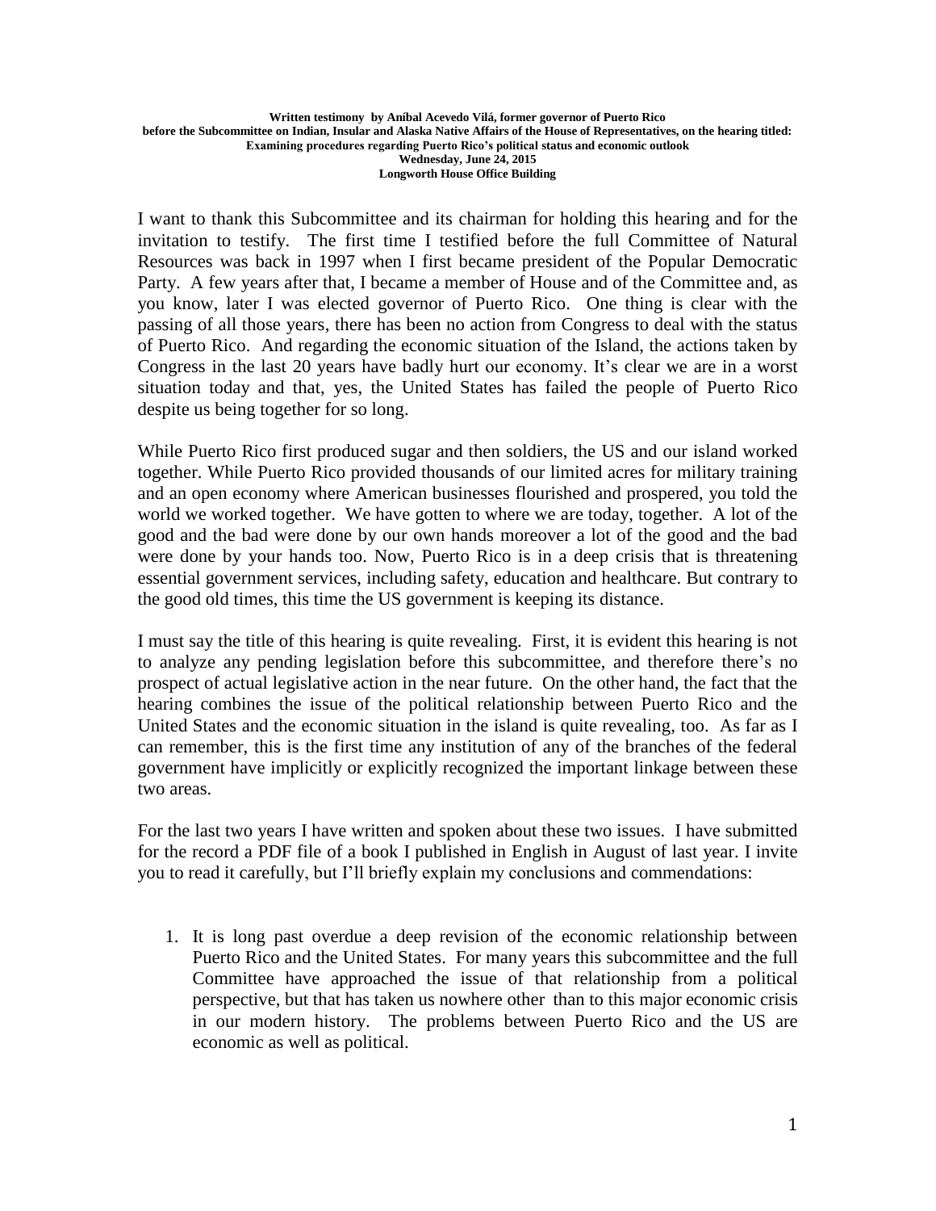**Written testimony by Aníbal Acevedo Vilá, former governor of Puerto Rico before the Subcommittee on Indian, Insular and Alaska Native Affairs of the House of Representatives, on the hearing titled: Examining procedures regarding Puerto Rico's political status and economic outlook Wednesday, June 24, 2015 Longworth House Office Building**

I want to thank this Subcommittee and its chairman for holding this hearing and for the invitation to testify. The first time I testified before the full Committee of Natural Resources was back in 1997 when I first became president of the Popular Democratic Party. A few years after that, I became a member of House and of the Committee and, as you know, later I was elected governor of Puerto Rico. One thing is clear with the passing of all those years, there has been no action from Congress to deal with the status of Puerto Rico. And regarding the economic situation of the Island, the actions taken by Congress in the last 20 years have badly hurt our economy. It's clear we are in a worst situation today and that, yes, the United States has failed the people of Puerto Rico despite us being together for so long.

While Puerto Rico first produced sugar and then soldiers, the US and our island worked together. While Puerto Rico provided thousands of our limited acres for military training and an open economy where American businesses flourished and prospered, you told the world we worked together. We have gotten to where we are today, together. A lot of the good and the bad were done by our own hands moreover a lot of the good and the bad were done by your hands too. Now, Puerto Rico is in a deep crisis that is threatening essential government services, including safety, education and healthcare. But contrary to the good old times, this time the US government is keeping its distance.

I must say the title of this hearing is quite revealing. First, it is evident this hearing is not to analyze any pending legislation before this subcommittee, and therefore there's no prospect of actual legislative action in the near future. On the other hand, the fact that the hearing combines the issue of the political relationship between Puerto Rico and the United States and the economic situation in the island is quite revealing, too. As far as I can remember, this is the first time any institution of any of the branches of the federal government have implicitly or explicitly recognized the important linkage between these two areas.

For the last two years I have written and spoken about these two issues. I have submitted for the record a PDF file of a book I published in English in August of last year. I invite you to read it carefully, but I'll briefly explain my conclusions and commendations:

1. It is long past overdue a deep revision of the economic relationship between Puerto Rico and the United States. For many years this subcommittee and the full Committee have approached the issue of that relationship from a political perspective, but that has taken us nowhere other than to this major economic crisis in our modern history. The problems between Puerto Rico and the US are economic as well as political.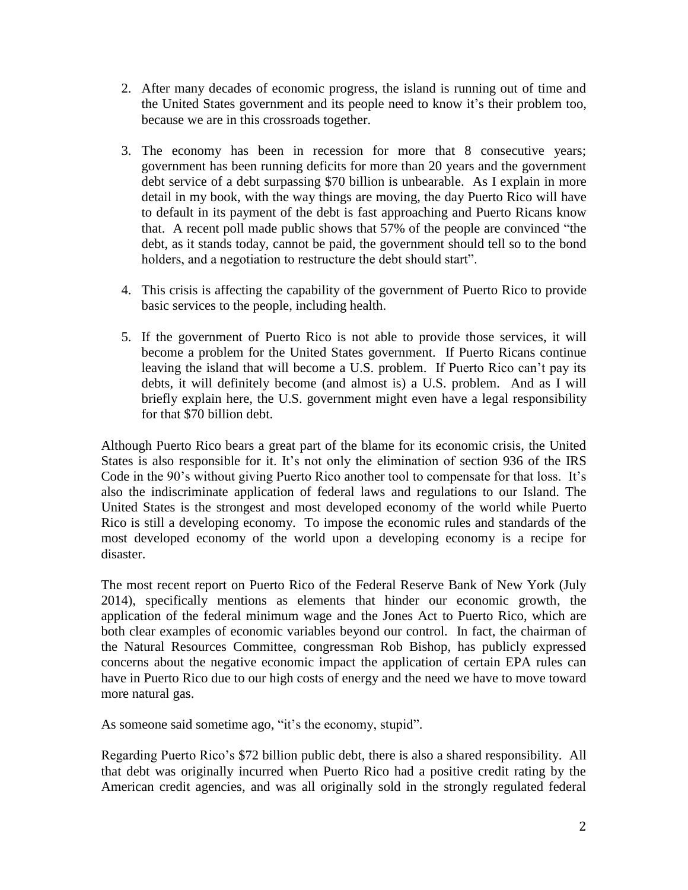2. After many decades of economic progress, the island is running out of time and the United States government and its people need to know it's their problem too, because we are in this crossroads together.

3. The economy has been in recession for more that 8 consecutive years; government has been running deficits for more than 20 years and the government debt service of a debt surpassing $70 billion is unbearable. As I explain in more detail in my book, with the way things are moving, the day Puerto Rico will have to default in its payment of the debt is fast approaching and Puerto Ricans know that. A recent poll made public shows that 57% of the people are convinced "the debt, as it stands today, cannot be paid, the government should tell so to the bond holders, and a negotiation to restructure the debt should start".

4. This crisis is affecting the capability of the government of Puerto Rico to provide basic services to the people, including health.

5. If the government of Puerto Rico is not able to provide those services, it will become a problem for the United States government. If Puerto Ricans continue leaving the island that will become a U.S. problem. If Puerto Rico can't pay its debts, it will definitely become (and almost is) a U.S. problem. And as I will briefly explain here, the U.S. government might even have a legal responsibility for that $70 billion debt.

Although Puerto Rico bears a great part of the blame for its economic crisis, the United States is also responsible for it. It's not only the elimination of section 936 of the IRS Code in the 90's without giving Puerto Rico another tool to compensate for that loss. It's also the indiscriminate application of federal laws and regulations to our Island. The United States is the strongest and most developed economy of the world while Puerto Rico is still a developing economy. To impose the economic rules and standards of the most developed economy of the world upon a developing economy is a recipe for disaster.

The most recent report on Puerto Rico of the Federal Reserve Bank of New York (July 2014), specifically mentions as elements that hinder our economic growth, the application of the federal minimum wage and the Jones Act to Puerto Rico, which are both clear examples of economic variables beyond our control. In fact, the chairman of the Natural Resources Committee, congressman Rob Bishop, has publicly expressed concerns about the negative economic impact the application of certain EPA rules can have in Puerto Rico due to our high costs of energy and the need we have to move toward more natural gas.

As someone said sometime ago, "it's the economy, stupid".

Regarding Puerto Rico's $72 billion public debt, there is also a shared responsibility. All that debt was originally incurred when Puerto Rico had a positive credit rating by the American credit agencies, and was all originally sold in the strongly regulated federal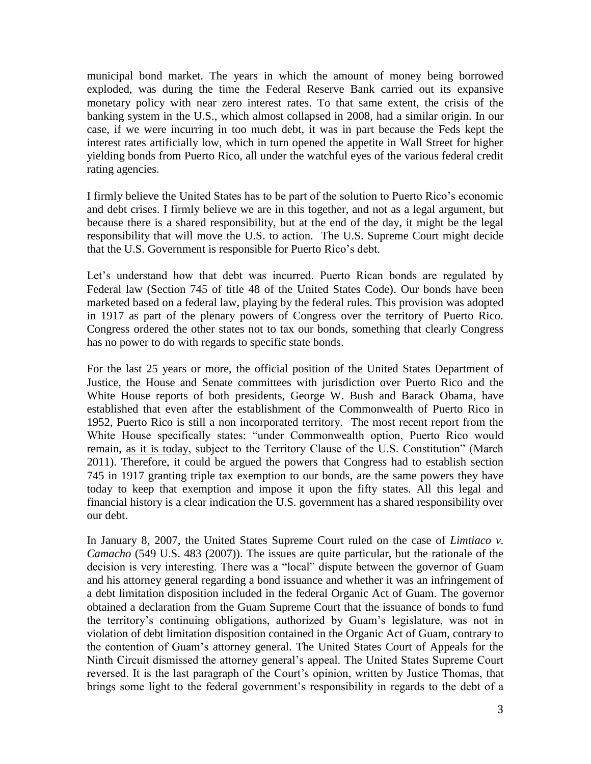municipal bond market. The years in which the amount of money being borrowed exploded, was during the time the Federal Reserve Bank carried out its expansive monetary policy with near zero interest rates. To that same extent, the crisis of the banking system in the U.S., which almost collapsed in 2008, had a similar origin. In our case, if we were incurring in too much debt, it was in part because the Feds kept the interest rates artificially low, which in turn opened the appetite in Wall Street for higher yielding bonds from Puerto Rico, all under the watchful eyes of the various federal credit rating agencies.

I firmly believe the United States has to be part of the solution to Puerto Rico's economic and debt crises. I firmly believe we are in this together, and not as a legal argument, but because there is a shared responsibility, but at the end of the day, it might be the legal responsibility that will move the U.S. to action. The U.S. Supreme Court might decide that the U.S. Government is responsible for Puerto Rico's debt.

Let's understand how that debt was incurred. Puerto Rican bonds are regulated by Federal law (Section 745 of title 48 of the United States Code). Our bonds have been marketed based on a federal law, playing by the federal rules. This provision was adopted in 1917 as part of the plenary powers of Congress over the territory of Puerto Rico. Congress ordered the other states not to tax our bonds, something that clearly Congress has no power to do with regards to specific state bonds.

For the last 25 years or more, the official position of the United States Department of Justice, the House and Senate committees with jurisdiction over Puerto Rico and the White House reports of both presidents, George W. Bush and Barack Obama, have established that even after the establishment of the Commonwealth of Puerto Rico in 1952, Puerto Rico is still a non incorporated territory. The most recent report from the White House specifically states: "under Commonwealth option, Puerto Rico would remain, <u>as it is today</u>, subject to the Territory Clause of the U.S. Constitution" (March 2011). Therefore, it could be argued the powers that Congress had to establish section 745 in 1917 granting triple tax exemption to our bonds, are the same powers they have today to keep that exemption and impose it upon the fifty states. All this legal and financial history is a clear indication the U.S. government has a shared responsibility over our debt.

In January 8, 2007, the United States Supreme Court ruled on the case of *Limtiaco v. Camacho* (549 U.S. 483 (2007)). The issues are quite particular, but the rationale of the decision is very interesting. There was a "local" dispute between the governor of Guam and his attorney general regarding a bond issuance and whether it was an infringement of a debt limitation disposition included in the federal Organic Act of Guam. The governor obtained a declaration from the Guam Supreme Court that the issuance of bonds to fund the territory's continuing obligations, authorized by Guam's legislature, was not in violation of debt limitation disposition contained in the Organic Act of Guam, contrary to the contention of Guam's attorney general. The United States Court of Appeals for the Ninth Circuit dismissed the attorney general's appeal. The United States Supreme Court reversed. It is the last paragraph of the Court's opinion, written by Justice Thomas, that brings some light to the federal government's responsibility in regards to the debt of a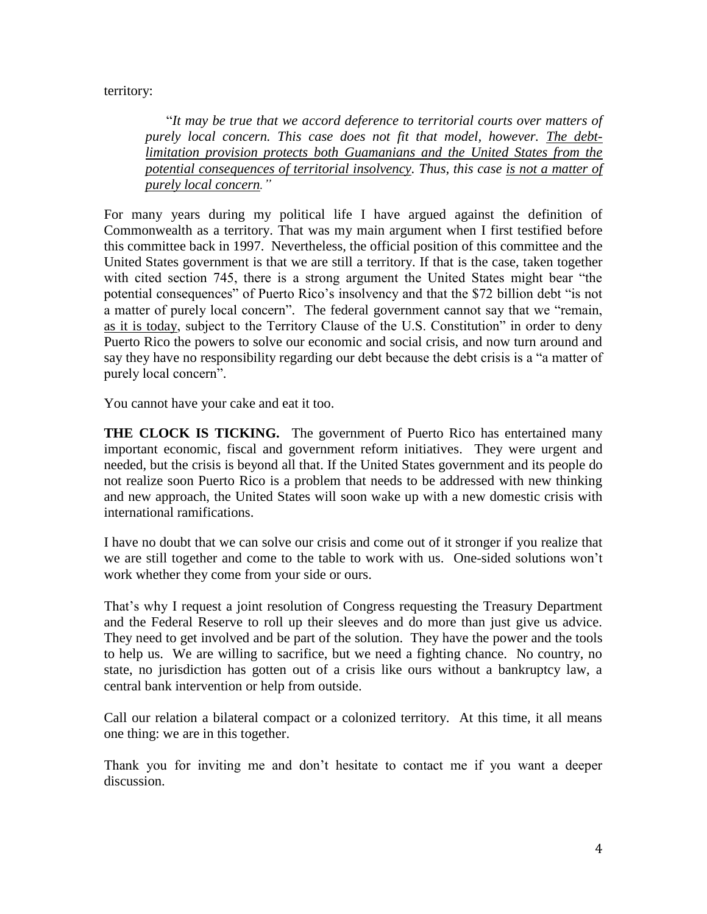territory:

> "*It may be true that we accord deference to territorial courts over matters of purely local concern. This case does not fit that model, however. <u>The debt-limitation provision protects both Guamanians and the United States from the potential consequences of territorial insolvency</u>. Thus, this case <u>is not a matter of purely local concern</u>.*"

For many years during my political life I have argued against the definition of Commonwealth as a territory. That was my main argument when I first testified before this committee back in 1997. Nevertheless, the official position of this committee and the United States government is that we are still a territory. If that is the case, taken together with cited section 745, there is a strong argument the United States might bear "the potential consequences" of Puerto Rico's insolvency and that the $72 billion debt "is not a matter of purely local concern". The federal government cannot say that we "remain, <u>as it is today</u>, subject to the Territory Clause of the U.S. Constitution" in order to deny Puerto Rico the powers to solve our economic and social crisis, and now turn around and say they have no responsibility regarding our debt because the debt crisis is a "a matter of purely local concern".

You cannot have your cake and eat it too.

**THE CLOCK IS TICKING.** The government of Puerto Rico has entertained many important economic, fiscal and government reform initiatives. They were urgent and needed, but the crisis is beyond all that. If the United States government and its people do not realize soon Puerto Rico is a problem that needs to be addressed with new thinking and new approach, the United States will soon wake up with a new domestic crisis with international ramifications.

I have no doubt that we can solve our crisis and come out of it stronger if you realize that we are still together and come to the table to work with us. One-sided solutions won't work whether they come from your side or ours.

That's why I request a joint resolution of Congress requesting the Treasury Department and the Federal Reserve to roll up their sleeves and do more than just give us advice. They need to get involved and be part of the solution. They have the power and the tools to help us. We are willing to sacrifice, but we need a fighting chance. No country, no state, no jurisdiction has gotten out of a crisis like ours without a bankruptcy law, a central bank intervention or help from outside.

Call our relation a bilateral compact or a colonized territory. At this time, it all means one thing: we are in this together.

Thank you for inviting me and don't hesitate to contact me if you want a deeper discussion.